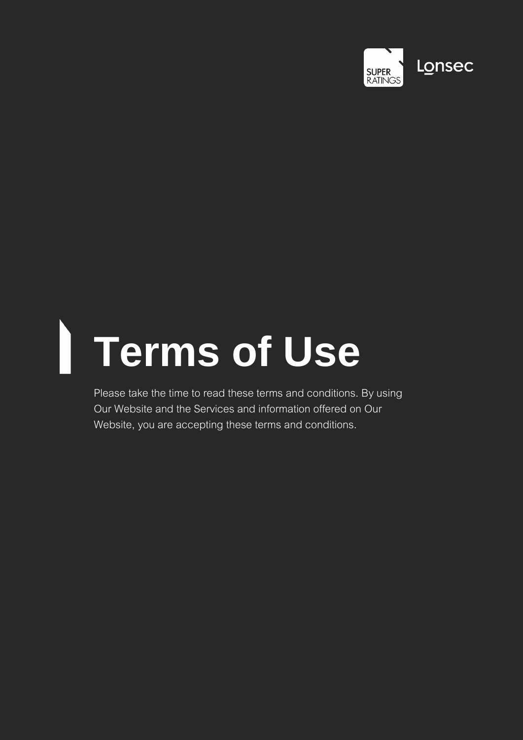# Terms of Use

Please take the time to read these terms and conditions. By using Our Website and the Services and information offered on Our Website, you are accepting these terms and conditions.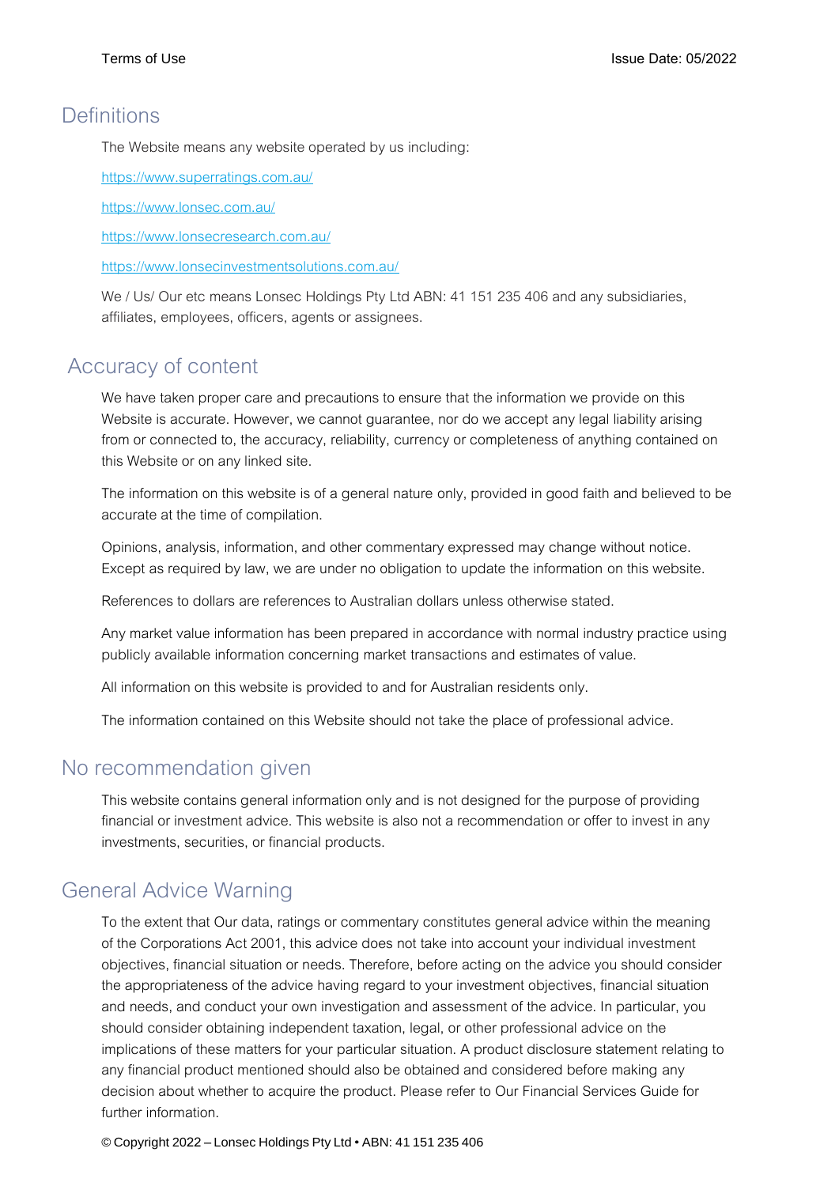## Definitions

The Website means any website operated by us including:

https://www.superratings.com.au/

https://www.lonsec.com.au/

https://www.lonsecresearch.com.au/

https://www.lonsecinvestmentsolutions.com.au/

We / Us/ Our etc means Lonsec Holdings Pty Ltd ABN: 41 151 235 406 and any subsidiaries, affiliates, employees, officers, agents or assignees.

## Accuracy of content

We have taken proper care and precautions to ensure that the information we provide on this Website is accurate. However, we cannot guarantee, nor do we accept any legal liability arising from or connected to, the accuracy, reliability, currency or completeness of anything contained on this Website or on any linked site.

The information on this website is of a general nature only, provided in good faith and believed to be accurate at the time of compilation.

Opinions, analysis, information, and other commentary expressed may change without notice. Except as required by law, we are under no obligation to update the information on this website.

References to dollars are references to Australian dollars unless otherwise stated.

Any market value information has been prepared in accordance with normal industry practice using publicly available information concerning market transactions and estimates of value.

All information on this website is provided to and for Australian residents only.

The information contained on this Website should not take the place of professional advice.

## No recommendation given

This website contains general information only and is not designed for the purpose of providing financial or investment advice. This website is also not a recommendation or offer to invest in any investments, securities, or financial products.

## General Advice Warning

To the extent that Our data, ratings or commentary constitutes general advice within the meaning of the Corporations Act 2001, this advice does not take into account your individual investment objectives, financial situation or needs. Therefore, before acting on the advice you should consider the appropriateness of the advice having regard to your investment objectives, financial situation and needs, and conduct your own investigation and assessment of the advice. In particular, you should consider obtaining independent taxation, legal, or other professional advice on the implications of these matters for your particular situation. A product disclosure statement relating to any financial product mentioned should also be obtained and considered before making any decision about whether to acquire the product. Please refer to Our Financial Services Guide for further information.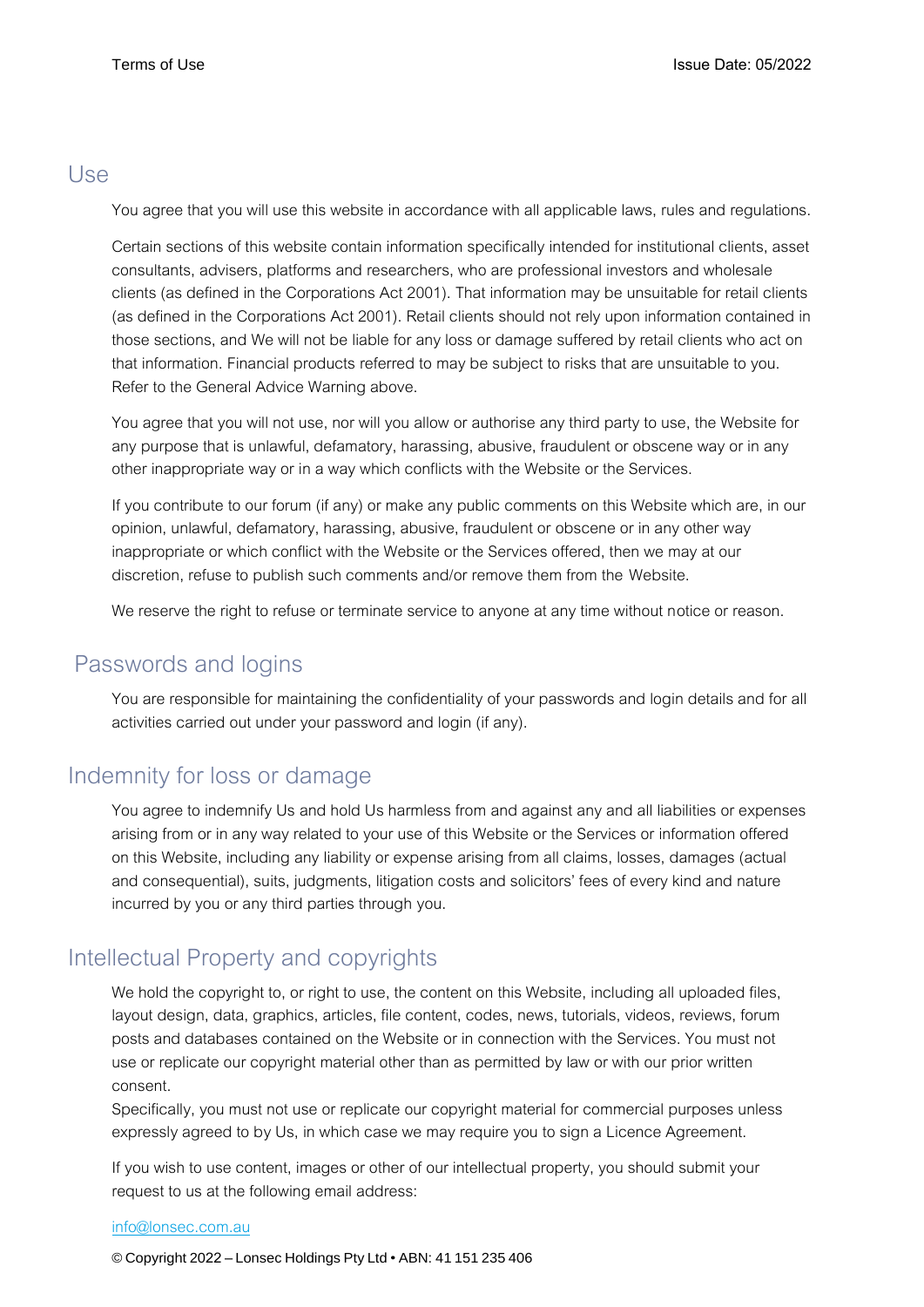## Use

You agree that you will use this website in accordance with all applicable laws, rules and regulations.

Certain sections of this website contain information specifically intended for institutional clients, asset consultants, advisers, platforms and researchers, who are professional investors and wholesale clients (as defined in the Corporations Act 2001). That information may be unsuitable for retail clients (as defined in the Corporations Act 2001). Retail clients should not rely upon information contained in those sections, and We will not be liable for any loss or damage suffered by retail clients who act on that information. Financial products referred to may be subject to risks that are unsuitable to you. Refer to the General Advice Warning above.

You agree that you will not use, nor will you allow or authorise any third party to use, the Website for any purpose that is unlawful, defamatory, harassing, abusive, fraudulent or obscene way or in any other inappropriate way or in a way which conflicts with the Website or the Services.

If you contribute to our forum (if any) or make any public comments on this Website which are, in our opinion, unlawful, defamatory, harassing, abusive, fraudulent or obscene or in any other way inappropriate or which conflict with the Website or the Services offered, then we may at our discretion, refuse to publish such comments and/or remove them from the Website.

We reserve the right to refuse or terminate service to anyone at any time without notice or reason.

## Passwords and logins

You are responsible for maintaining the confidentiality of your passwords and login details and for all activities carried out under your password and login (if any).

## Indemnity for loss or damage

You agree to indemnify Us and hold Us harmless from and against any and all liabilities or expenses arising from or in any way related to your use of this Website or the Services or information offered on this Website, including any liability or expense arising from all claims, losses, damages (actual and consequential), suits, judgments, litigation costs and solicitors' fees of every kind and nature incurred by you or any third parties through you.

## Intellectual Property and copyrights

We hold the copyright to, or right to use, the content on this Website, including all uploaded files, layout design, data, graphics, articles, file content, codes, news, tutorials, videos, reviews, forum posts and databases contained on the Website or in connection with the Services. You must not use or replicate our copyright material other than as permitted by law or with our prior written consent.

Specifically, you must not use or replicate our copyright material for commercial purposes unless expressly agreed to by Us, in which case we may require you to sign a Licence Agreement.

If you wish to use content, images or other of our intellectual property, you should submit your request to us at the following email address:

info@lonsec.com.au

© Copyright 2022 – Lonsec Holdings Pty Ltd • ABN: 41 151 235 406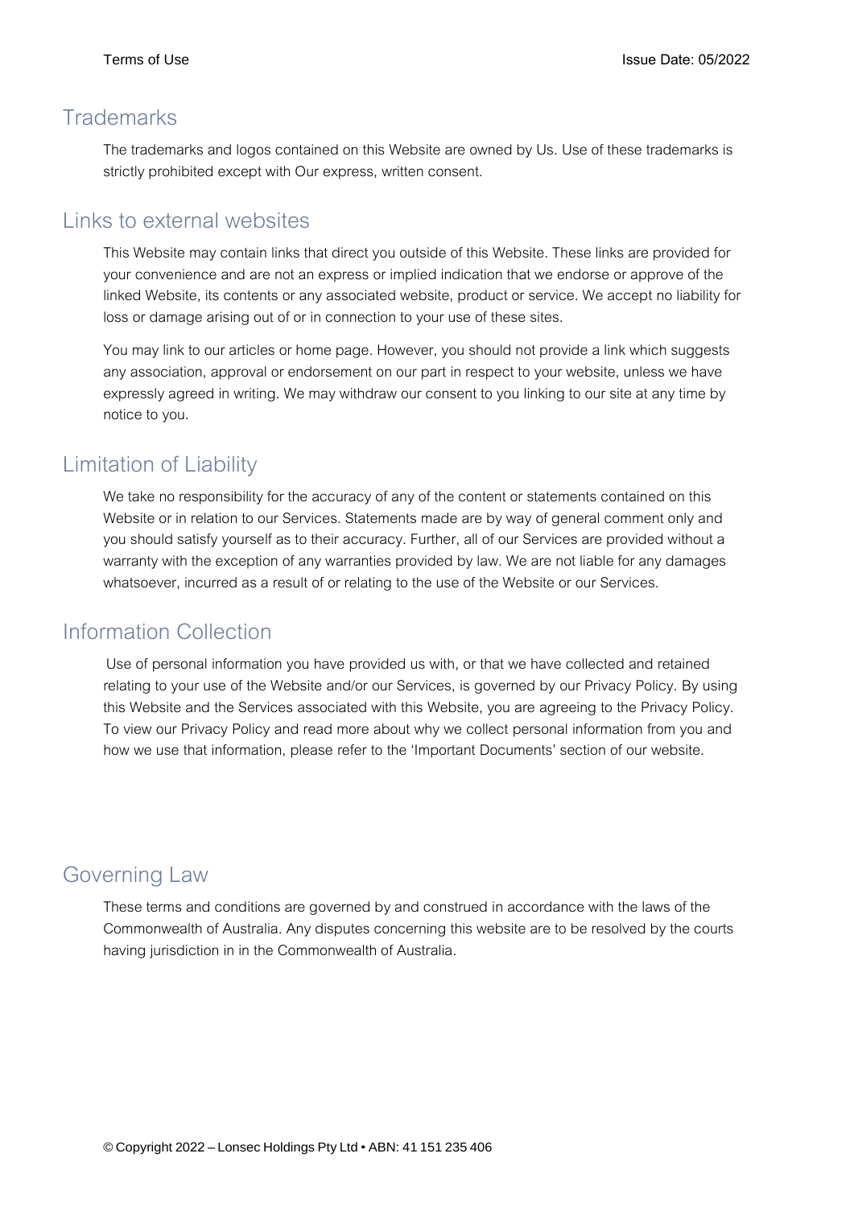## Trademarks

The trademarks and logos contained on this Website are owned by Us. Use of these trademarks is strictly prohibited except with Our express, written consent.

## Links to external websites

This Website may contain links that direct you outside of this Website. These links are provided for your convenience and are not an express or implied indication that we endorse or approve of the linked Website, its contents or any associated website, product or service. We accept no liability for loss or damage arising out of or in connection to your use of these sites.

You may link to our articles or home page. However, you should not provide a link which suggests any association, approval or endorsement on our part in respect to your website, unless we have expressly agreed in writing. We may withdraw our consent to you linking to our site at any time by notice to you.

## Limitation of Liability

We take no responsibility for the accuracy of any of the content or statements contained on this Website or in relation to our Services. Statements made are by way of general comment only and you should satisfy yourself as to their accuracy. Further, all of our Services are provided without a warranty with the exception of any warranties provided by law. We are not liable for any damages whatsoever, incurred as a result of or relating to the use of the Website or our Services.

## Information Collection

Use of personal information you have provided us with, or that we have collected and retained relating to your use of the Website and/or our Services, is governed by our Privacy Policy. By using this Website and the Services associated with this Website, you are agreeing to the Privacy Policy. To view our Privacy Policy and read more about why we collect personal information from you and how we use that information, please refer to the 'Important Documents' section of our website.

## Governing Law

These terms and conditions are governed by and construed in accordance with the laws of the Commonwealth of Australia. Any disputes concerning this website are to be resolved by the courts having jurisdiction in in the Commonwealth of Australia.